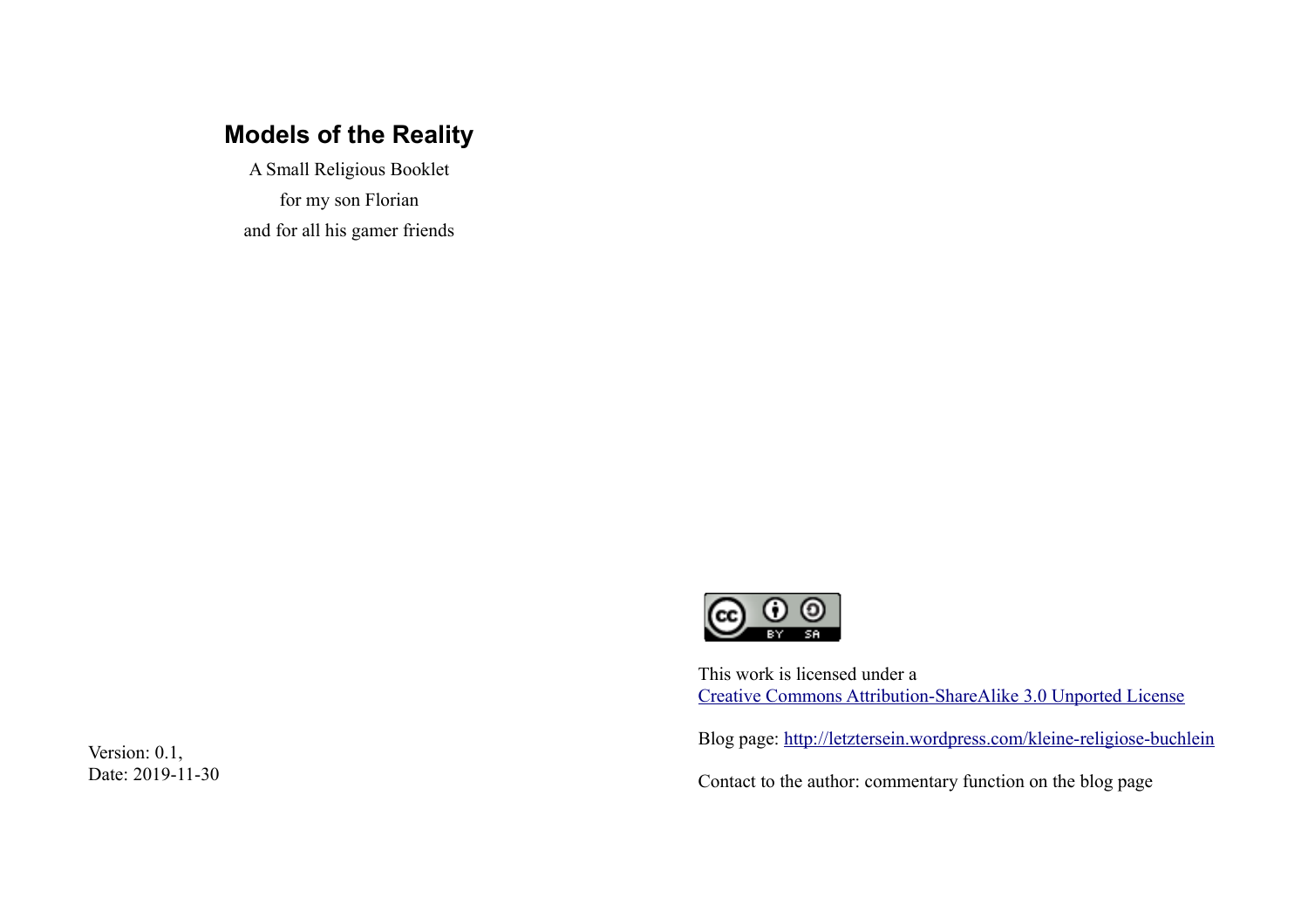# Models of the Reality

A Small Religious Booklet

for my son Florian

and for all his gamer friends

Version: 0.1,
Date: 2019-11-30

This work is licensed under a
[Creative Commons Attribution-ShareAlike 3.0 Unported License]

Blog page: [http://letztersein.wordpress.com/kleine-religiose-buchlein](http://letztersein.wordpress.com/kleine-religiose-buchlein)

Contact to the author: commentary function on the blog page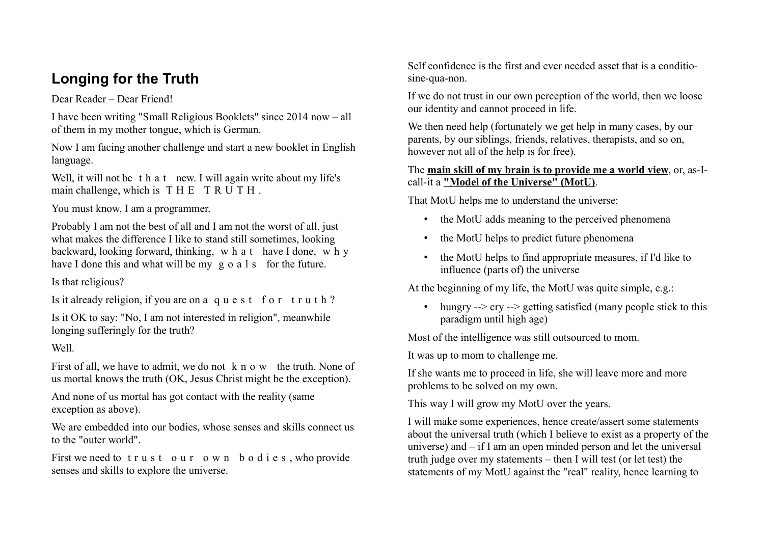# Longing for the Truth

Dear Reader – Dear Friend!

I have been writing "Small Religious Booklets" since 2014 now – all of them in my mother tongue, which is German.

Now I am facing another challenge and start a new booklet in English language.

Well, it will not be t h a t new. I will again write about my life's main challenge, which is T H E T R U T H .

You must know, I am a programmer.

Probably I am not the best of all and I am not the worst of all, just what makes the difference I like to stand still sometimes, looking backward, looking forward, thinking, w h a t have I done, w h y have I done this and what will be my g o a l s for the future.

Is that religious?

Is it already religion, if you are on a q u e s t f o r t r u t h ?

Is it OK to say: "No, I am not interested in religion", meanwhile longing sufferingly for the truth?

Well.

First of all, we have to admit, we do not k n o w the truth. None of us mortal knows the truth (OK, Jesus Christ might be the exception).

And none of us mortal has got contact with the reality (same exception as above).

We are embedded into our bodies, whose senses and skills connect us to the "outer world".

First we need to t r u s t o u r o w n b o d i e s , who provide senses and skills to explore the universe.

Self confidence is the first and ever needed asset that is a conditio-sine-qua-non.

If we do not trust in our own perception of the world, then we loose our identity and cannot proceed in life.

We then need help (fortunately we get help in many cases, by our parents, by our siblings, friends, relatives, therapists, and so on, however not all of the help is for free).

The **main skill of my brain is to provide me a world view**, or, as-I-call-it a **"Model of the Universe" (MotU)**.

That MotU helps me to understand the universe:

- the MotU adds meaning to the perceived phenomena
- the MotU helps to predict future phenomena
- the MotU helps to find appropriate measures, if I'd like to influence (parts of) the universe

At the beginning of my life, the MotU was quite simple, e.g.:

- hungry --> cry --> getting satisfied (many people stick to this paradigm until high age)

Most of the intelligence was still outsourced to mom.

It was up to mom to challenge me.

If she wants me to proceed in life, she will leave more and more problems to be solved on my own.

This way I will grow my MotU over the years.

I will make some experiences, hence create/assert some statements about the universal truth (which I believe to exist as a property of the universe) and – if I am an open minded person and let the universal truth judge over my statements – then I will test (or let test) the statements of my MotU against the "real" reality, hence learning to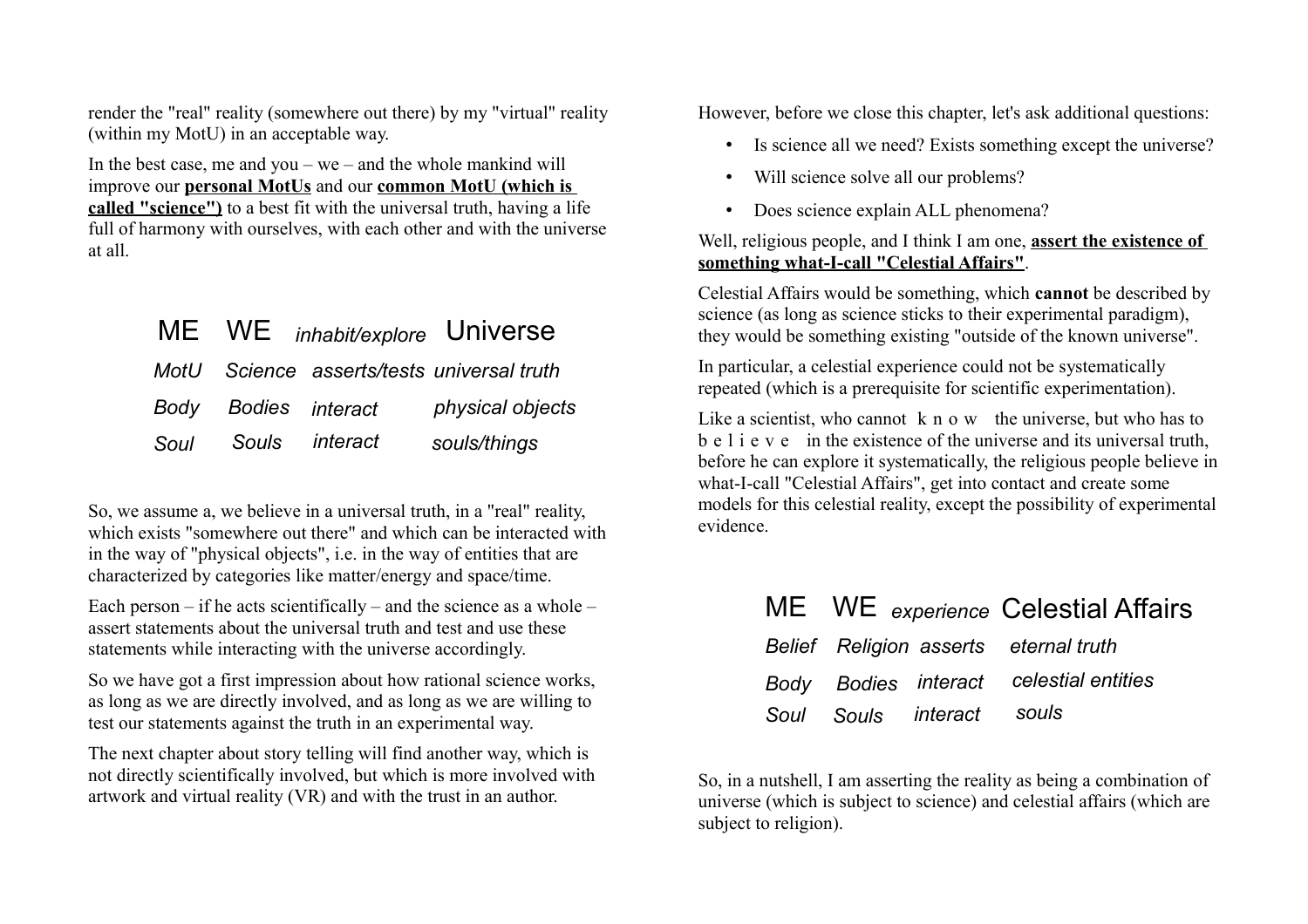render the "real" reality (somewhere out there) by my "virtual" reality (within my MotU) in an acceptable way.

In the best case, me and you – we – and the whole mankind will improve our **personal MotUs** and our **common MotU (which is called "science")** to a best fit with the universal truth, having a life full of harmony with ourselves, with each other and with the universe at all.

| ME | WE | *inhabit/explore* | Universe |
|---|---|---|---|
| *MotU* | *Science* | *asserts/tests* | *universal truth* |
| *Body* | *Bodies* | *interact* | *physical objects* |
| *Soul* | *Souls* | *interact* | *souls/things* |

So, we assume a, we believe in a universal truth, in a "real" reality, which exists "somewhere out there" and which can be interacted with in the way of "physical objects", i.e. in the way of entities that are characterized by categories like matter/energy and space/time.

Each person – if he acts scientifically – and the science as a whole – assert statements about the universal truth and test and use these statements while interacting with the universe accordingly.

So we have got a first impression about how rational science works, as long as we are directly involved, and as long as we are willing to test our statements against the truth in an experimental way.

The next chapter about story telling will find another way, which is not directly scientifically involved, but which is more involved with artwork and virtual reality (VR) and with the trust in an author.

However, before we close this chapter, let's ask additional questions:

- Is science all we need? Exists something except the universe?
- Will science solve all our problems?
- Does science explain ALL phenomena?

Well, religious people, and I think I am one, **assert the existence of something what-I-call "Celestial Affairs"**.

Celestial Affairs would be something, which **cannot** be described by science (as long as science sticks to their experimental paradigm), they would be something existing "outside of the known universe".

In particular, a celestial experience could not be systematically repeated (which is a prerequisite for scientific experimentation).

Like a scientist, who cannot k n o w the universe, but who has to b e l i e v e in the existence of the universe and its universal truth, before he can explore it systematically, the religious people believe in what-I-call "Celestial Affairs", get into contact and create some models for this celestial reality, except the possibility of experimental evidence.

| ME | WE | *experience* | Celestial Affairs |
|---|---|---|---|
| *Belief* | *Religion* | *asserts* | *eternal truth* |
| *Body* | *Bodies* | *interact* | *celestial entities* |
| *Soul* | *Souls* | *interact* | *souls* |

So, in a nutshell, I am asserting the reality as being a combination of universe (which is subject to science) and celestial affairs (which are subject to religion).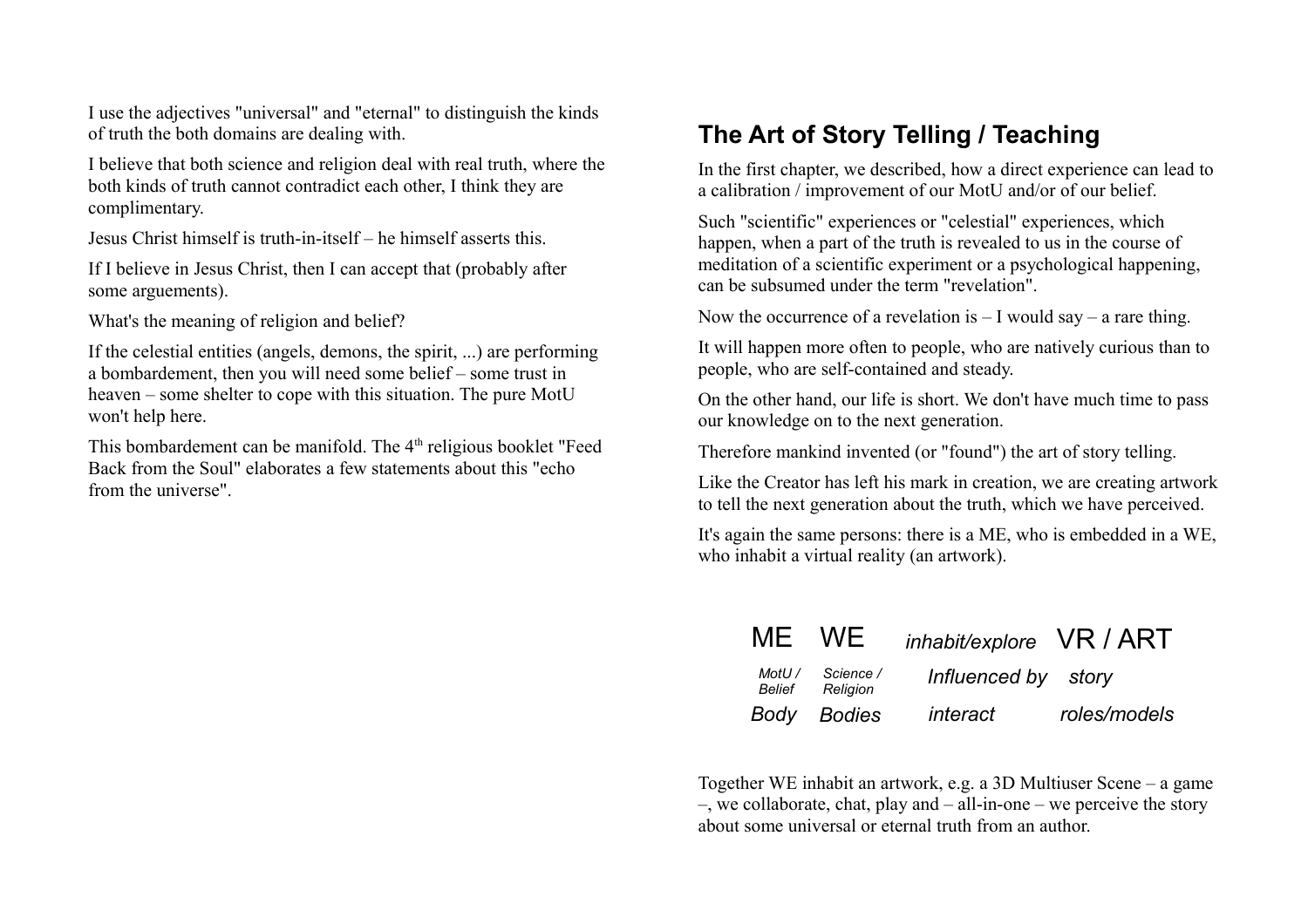I use the adjectives "universal" and "eternal" to distinguish the kinds of truth the both domains are dealing with.

I believe that both science and religion deal with real truth, where the both kinds of truth cannot contradict each other, I think they are complimentary.

Jesus Christ himself is truth-in-itself – he himself asserts this.

If I believe in Jesus Christ, then I can accept that (probably after some arguements).

What's the meaning of religion and belief?

If the celestial entities (angels, demons, the spirit, ...) are performing a bombardement, then you will need some belief – some trust in heaven – some shelter to cope with this situation. The pure MotU won't help here.

This bombardement can be manifold. The 4th religious booklet "Feed Back from the Soul" elaborates a few statements about this "echo from the universe".

## The Art of Story Telling / Teaching

In the first chapter, we described, how a direct experience can lead to a calibration / improvement of our MotU and/or of our belief.

Such "scientific" experiences or "celestial" experiences, which happen, when a part of the truth is revealed to us in the course of meditation of a scientific experiment or a psychological happening, can be subsumed under the term "revelation".

Now the occurrence of a revelation is – I would say – a rare thing.

It will happen more often to people, who are natively curious than to people, who are self-contained and steady.

On the other hand, our life is short. We don't have much time to pass our knowledge on to the next generation.

Therefore mankind invented (or "found") the art of story telling.

Like the Creator has left his mark in creation, we are creating artwork to tell the next generation about the truth, which we have perceived.

It's again the same persons: there is a ME, who is embedded in a WE, who inhabit a virtual reality (an artwork).

| | | | |
|---|---|---|---|
| ME | WE | *inhabit/explore* | VR / ART |
| *MotU / Belief* | *Science / Religion* | *Influenced by* | *story* |
| *Body* | *Bodies* | *interact* | *roles/models* |

Together WE inhabit an artwork, e.g. a 3D Multiuser Scene – a game –, we collaborate, chat, play and – all-in-one – we perceive the story about some universal or eternal truth from an author.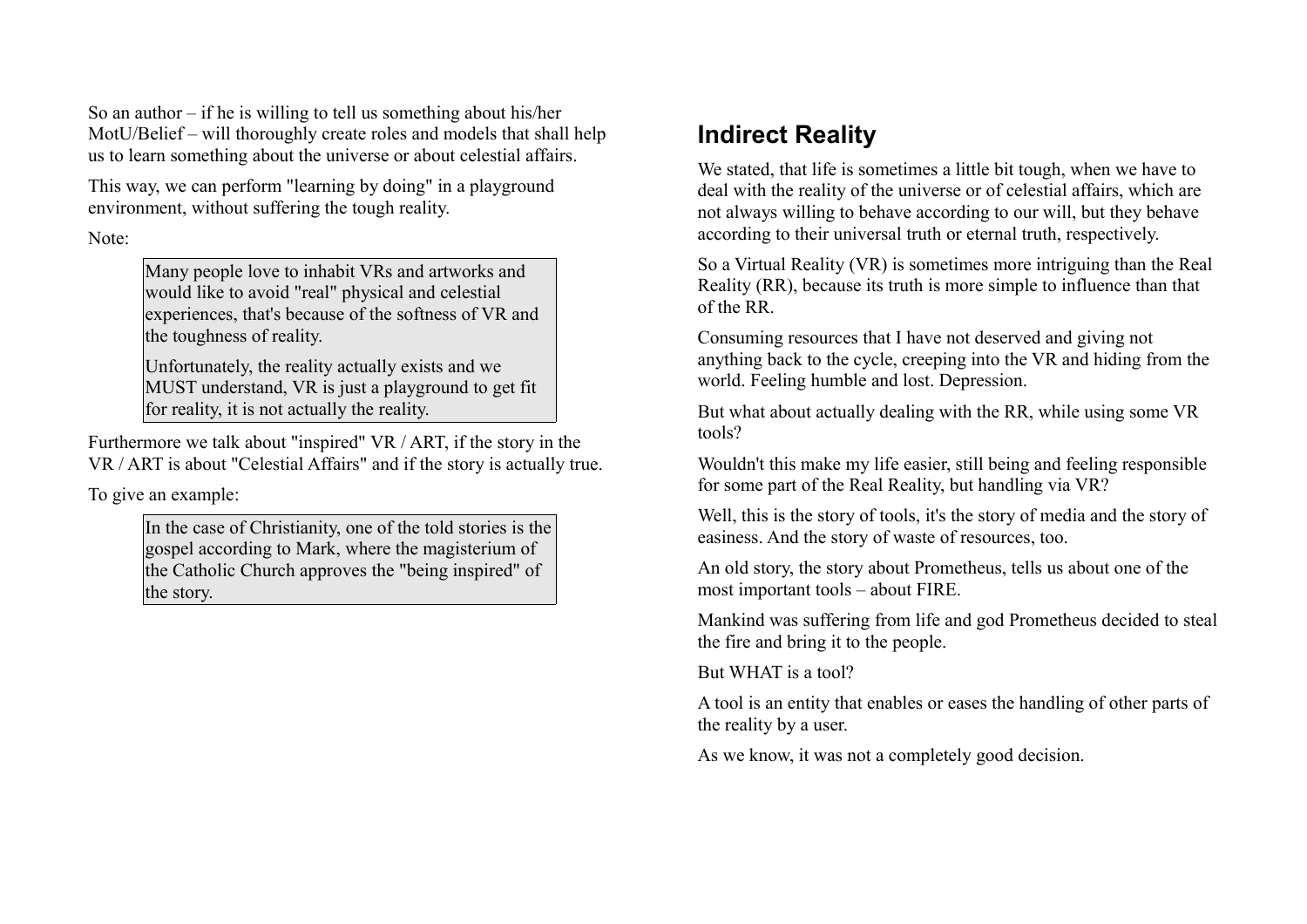So an author – if he is willing to tell us something about his/her MotU/Belief – will thoroughly create roles and models that shall help us to learn something about the universe or about celestial affairs.

This way, we can perform "learning by doing" in a playground environment, without suffering the tough reality.

Note:

> Many people love to inhabit VRs and artworks and would like to avoid "real" physical and celestial experiences, that's because of the softness of VR and the toughness of reality.
>
> Unfortunately, the reality actually exists and we MUST understand, VR is just a playground to get fit for reality, it is not actually the reality.

Furthermore we talk about "inspired" VR / ART, if the story in the VR / ART is about "Celestial Affairs" and if the story is actually true.

To give an example:

> In the case of Christianity, one of the told stories is the gospel according to Mark, where the magisterium of the Catholic Church approves the "being inspired" of the story.

## Indirect Reality

We stated, that life is sometimes a little bit tough, when we have to deal with the reality of the universe or of celestial affairs, which are not always willing to behave according to our will, but they behave according to their universal truth or eternal truth, respectively.

So a Virtual Reality (VR) is sometimes more intriguing than the Real Reality (RR), because its truth is more simple to influence than that of the RR.

Consuming resources that I have not deserved and giving not anything back to the cycle, creeping into the VR and hiding from the world. Feeling humble and lost. Depression.

But what about actually dealing with the RR, while using some VR tools?

Wouldn't this make my life easier, still being and feeling responsible for some part of the Real Reality, but handling via VR?

Well, this is the story of tools, it's the story of media and the story of easiness. And the story of waste of resources, too.

An old story, the story about Prometheus, tells us about one of the most important tools – about FIRE.

Mankind was suffering from life and god Prometheus decided to steal the fire and bring it to the people.

But WHAT is a tool?

A tool is an entity that enables or eases the handling of other parts of the reality by a user.

As we know, it was not a completely good decision.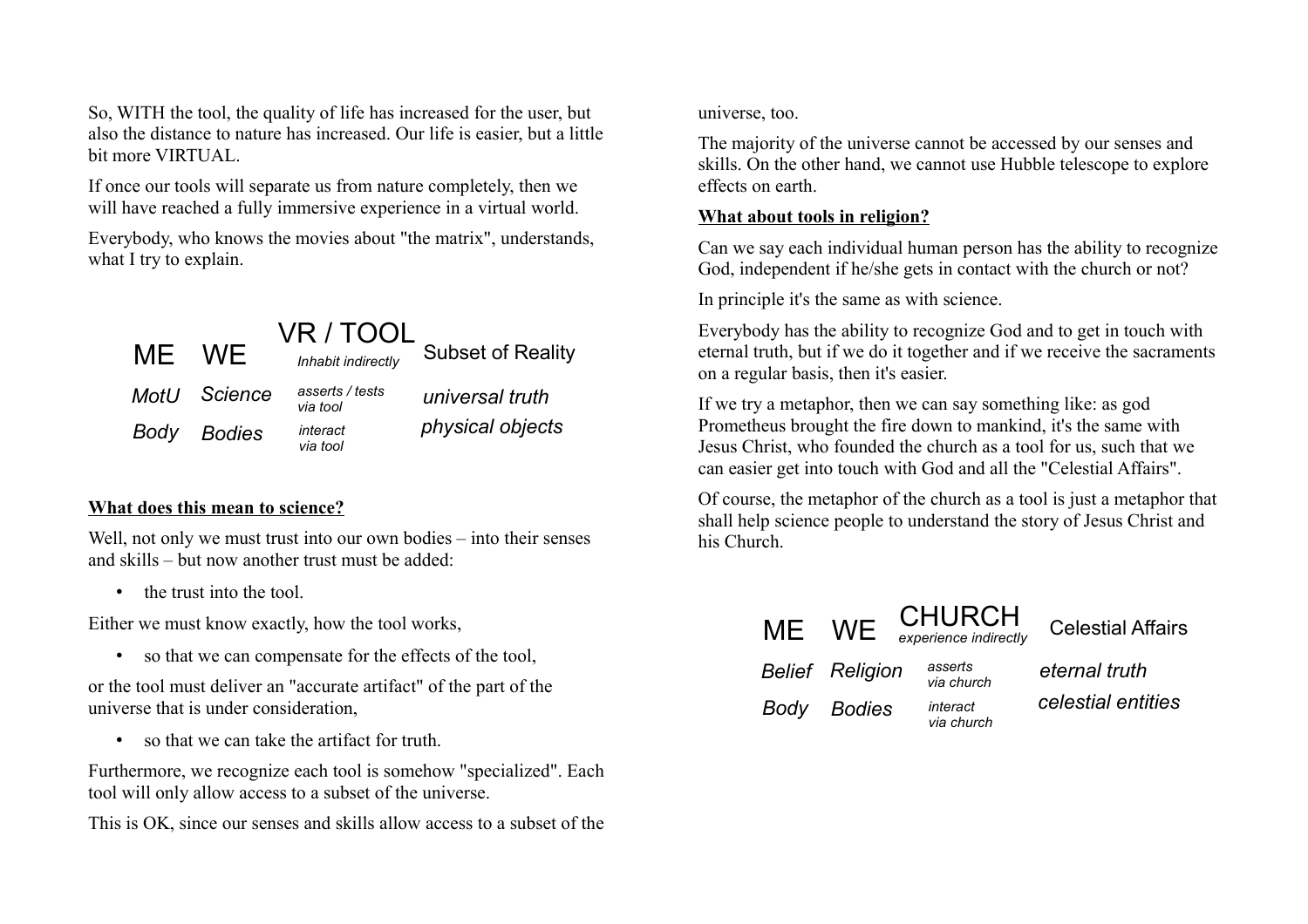So, WITH the tool, the quality of life has increased for the user, but also the distance to nature has increased. Our life is easier, but a little bit more VIRTUAL.

If once our tools will separate us from nature completely, then we will have reached a fully immersive experience in a virtual world.

Everybody, who knows the movies about "the matrix", understands, what I try to explain.

| ME | WE | VR / TOOL *Inhabit indirectly* | Subset of Reality |
|---|---|---|---|
| *MotU* | *Science* | *asserts / tests via tool* | *universal truth* |
| *Body* | *Bodies* | *interact via tool* | *physical objects* |

**What does this mean to science?**

Well, not only we must trust into our own bodies – into their senses and skills – but now another trust must be added:

- the trust into the tool.

Either we must know exactly, how the tool works,

- so that we can compensate for the effects of the tool,

or the tool must deliver an "accurate artifact" of the part of the universe that is under consideration,

- so that we can take the artifact for truth.

Furthermore, we recognize each tool is somehow "specialized". Each tool will only allow access to a subset of the universe.

This is OK, since our senses and skills allow access to a subset of the universe, too.

The majority of the universe cannot be accessed by our senses and skills. On the other hand, we cannot use Hubble telescope to explore effects on earth.

**What about tools in religion?**

Can we say each individual human person has the ability to recognize God, independent if he/she gets in contact with the church or not?

In principle it's the same as with science.

Everybody has the ability to recognize God and to get in touch with eternal truth, but if we do it together and if we receive the sacraments on a regular basis, then it's easier.

If we try a metaphor, then we can say something like: as god Prometheus brought the fire down to mankind, it's the same with Jesus Christ, who founded the church as a tool for us, such that we can easier get into touch with God and all the "Celestial Affairs".

Of course, the metaphor of the church as a tool is just a metaphor that shall help science people to understand the story of Jesus Christ and his Church.

| ME | WE | CHURCH *experience indirectly* | Celestial Affairs |
|---|---|---|---|
| *Belief* | *Religion* | *asserts via church* | *eternal truth* |
| *Body* | *Bodies* | *interact via church* | *celestial entities* |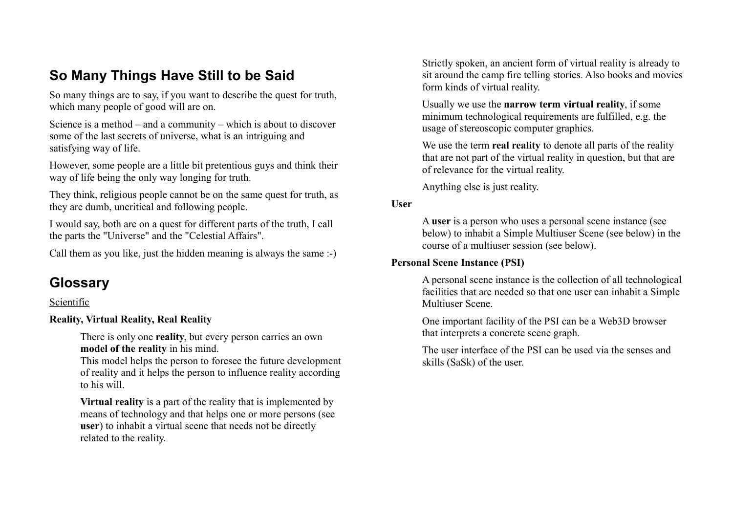## So Many Things Have Still to be Said

So many things are to say, if you want to describe the quest for truth, which many people of good will are on.

Science is a method – and a community – which is about to discover some of the last secrets of universe, what is an intriguing and satisfying way of life.

However, some people are a little bit pretentious guys and think their way of life being the only way longing for truth.

They think, religious people cannot be on the same quest for truth, as they are dumb, uncritical and following people.

I would say, both are on a quest for different parts of the truth, I call the parts the "Universe" and the "Celestial Affairs".

Call them as you like, just the hidden meaning is always the same :-)

## Glossary

Scientific

**Reality, Virtual Reality, Real Reality**

There is only one **reality**, but every person carries an own **model of the reality** in his mind.
This model helps the person to foresee the future development of reality and it helps the person to influence reality according to his will.

**Virtual reality** is a part of the reality that is implemented by means of technology and that helps one or more persons (see **user**) to inhabit a virtual scene that needs not be directly related to the reality.

Strictly spoken, an ancient form of virtual reality is already to sit around the camp fire telling stories. Also books and movies form kinds of virtual reality.

Usually we use the **narrow term virtual reality**, if some minimum technological requirements are fulfilled, e.g. the usage of stereoscopic computer graphics.

We use the term **real reality** to denote all parts of the reality that are not part of the virtual reality in question, but that are of relevance for the virtual reality.

Anything else is just reality.

**User**

A **user** is a person who uses a personal scene instance (see below) to inhabit a Simple Multiuser Scene (see below) in the course of a multiuser session (see below).

**Personal Scene Instance (PSI)**

A personal scene instance is the collection of all technological facilities that are needed so that one user can inhabit a Simple Multiuser Scene.

One important facility of the PSI can be a Web3D browser that interprets a concrete scene graph.

The user interface of the PSI can be used via the senses and skills (SaSk) of the user.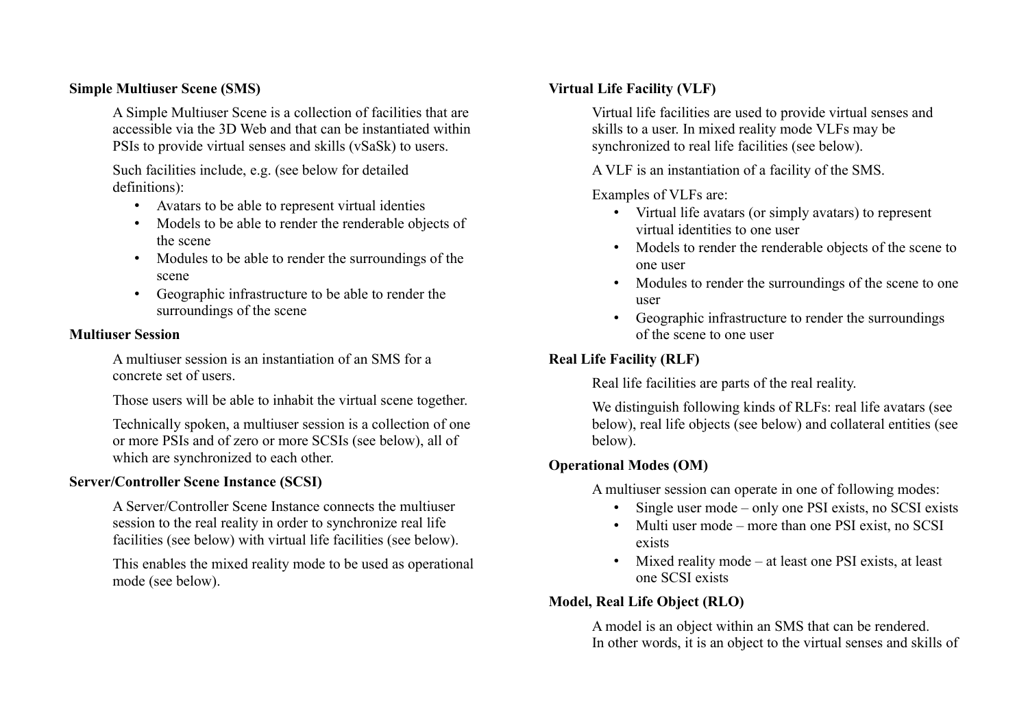**Simple Multiuser Scene (SMS)**

A Simple Multiuser Scene is a collection of facilities that are accessible via the 3D Web and that can be instantiated within PSIs to provide virtual senses and skills (vSaSk) to users.

Such facilities include, e.g. (see below for detailed definitions):

- Avatars to be able to represent virtual identies
- Models to be able to render the renderable objects of the scene
- Modules to be able to render the surroundings of the scene
- Geographic infrastructure to be able to render the surroundings of the scene

**Multiuser Session**

A multiuser session is an instantiation of an SMS for a concrete set of users.

Those users will be able to inhabit the virtual scene together.

Technically spoken, a multiuser session is a collection of one or more PSIs and of zero or more SCSIs (see below), all of which are synchronized to each other.

**Server/Controller Scene Instance (SCSI)**

A Server/Controller Scene Instance connects the multiuser session to the real reality in order to synchronize real life facilities (see below) with virtual life facilities (see below).

This enables the mixed reality mode to be used as operational mode (see below).

**Virtual Life Facility (VLF)**

Virtual life facilities are used to provide virtual senses and skills to a user. In mixed reality mode VLFs may be synchronized to real life facilities (see below).

A VLF is an instantiation of a facility of the SMS.

Examples of VLFs are:

- Virtual life avatars (or simply avatars) to represent virtual identities to one user
- Models to render the renderable objects of the scene to one user
- Modules to render the surroundings of the scene to one user
- Geographic infrastructure to render the surroundings of the scene to one user

**Real Life Facility (RLF)**

Real life facilities are parts of the real reality.

We distinguish following kinds of RLFs: real life avatars (see below), real life objects (see below) and collateral entities (see below).

**Operational Modes (OM)**

A multiuser session can operate in one of following modes:

- Single user mode – only one PSI exists, no SCSI exists
- Multi user mode – more than one PSI exist, no SCSI exists
- Mixed reality mode – at least one PSI exists, at least one SCSI exists

**Model, Real Life Object (RLO)**

A model is an object within an SMS that can be rendered.
In other words, it is an object to the virtual senses and skills of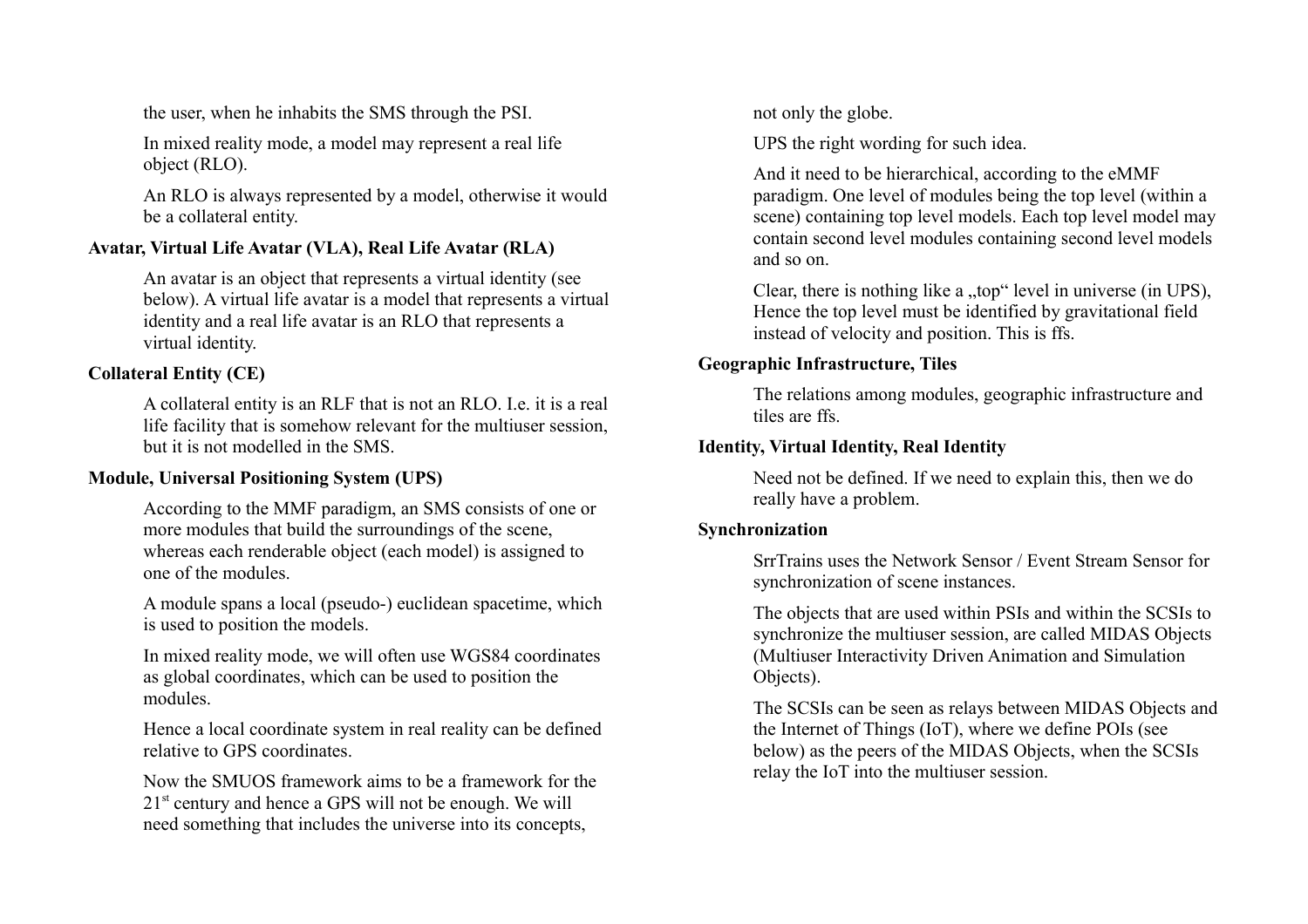the user, when he inhabits the SMS through the PSI.

In mixed reality mode, a model may represent a real life object (RLO).

An RLO is always represented by a model, otherwise it would be a collateral entity.

**Avatar, Virtual Life Avatar (VLA), Real Life Avatar (RLA)**

An avatar is an object that represents a virtual identity (see below). A virtual life avatar is a model that represents a virtual identity and a real life avatar is an RLO that represents a virtual identity.

**Collateral Entity (CE)**

A collateral entity is an RLF that is not an RLO. I.e. it is a real life facility that is somehow relevant for the multiuser session, but it is not modelled in the SMS.

**Module, Universal Positioning System (UPS)**

According to the MMF paradigm, an SMS consists of one or more modules that build the surroundings of the scene, whereas each renderable object (each model) is assigned to one of the modules.

A module spans a local (pseudo-) euclidean spacetime, which is used to position the models.

In mixed reality mode, we will often use WGS84 coordinates as global coordinates, which can be used to position the modules.

Hence a local coordinate system in real reality can be defined relative to GPS coordinates.

Now the SMUOS framework aims to be a framework for the 21st century and hence a GPS will not be enough. We will need something that includes the universe into its concepts, not only the globe.

UPS the right wording for such idea.

And it need to be hierarchical, according to the eMMF paradigm. One level of modules being the top level (within a scene) containing top level models. Each top level model may contain second level modules containing second level models and so on.

Clear, there is nothing like a „top“ level in universe (in UPS), Hence the top level must be identified by gravitational field instead of velocity and position. This is ffs.

**Geographic Infrastructure, Tiles**

The relations among modules, geographic infrastructure and tiles are ffs.

**Identity, Virtual Identity, Real Identity**

Need not be defined. If we need to explain this, then we do really have a problem.

**Synchronization**

SrrTrains uses the Network Sensor / Event Stream Sensor for synchronization of scene instances.

The objects that are used within PSIs and within the SCSIs to synchronize the multiuser session, are called MIDAS Objects (Multiuser Interactivity Driven Animation and Simulation Objects).

The SCSIs can be seen as relays between MIDAS Objects and the Internet of Things (IoT), where we define POIs (see below) as the peers of the MIDAS Objects, when the SCSIs relay the IoT into the multiuser session.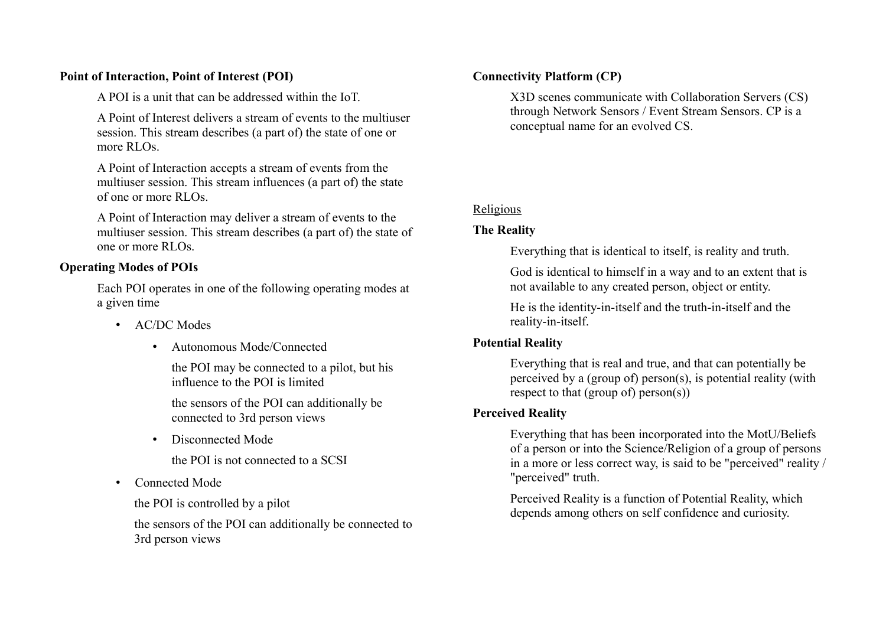**Point of Interaction, Point of Interest (POI)**

A POI is a unit that can be addressed within the IoT.

A Point of Interest delivers a stream of events to the multiuser session. This stream describes (a part of) the state of one or more RLOs.

A Point of Interaction accepts a stream of events from the multiuser session. This stream influences (a part of) the state of one or more RLOs.

A Point of Interaction may deliver a stream of events to the multiuser session. This stream describes (a part of) the state of one or more RLOs.

**Operating Modes of POIs**

Each POI operates in one of the following operating modes at a given time

- AC/DC Modes
  - Autonomous Mode/Connected

    the POI may be connected to a pilot, but his influence to the POI is limited

    the sensors of the POI can additionally be connected to 3rd person views
  - Disconnected Mode

    the POI is not connected to a SCSI
- Connected Mode

  the POI is controlled by a pilot

  the sensors of the POI can additionally be connected to 3rd person views

**Connectivity Platform (CP)**

X3D scenes communicate with Collaboration Servers (CS) through Network Sensors / Event Stream Sensors. CP is a conceptual name for an evolved CS.

<u>Religious</u>

**The Reality**

Everything that is identical to itself, is reality and truth.

God is identical to himself in a way and to an extent that is not available to any created person, object or entity.

He is the identity-in-itself and the truth-in-itself and the reality-in-itself.

**Potential Reality**

Everything that is real and true, and that can potentially be perceived by a (group of) person(s), is potential reality (with respect to that (group of) person(s))

**Perceived Reality**

Everything that has been incorporated into the MotU/Beliefs of a person or into the Science/Religion of a group of persons in a more or less correct way, is said to be "perceived" reality / "perceived" truth.

Perceived Reality is a function of Potential Reality, which depends among others on self confidence and curiosity.